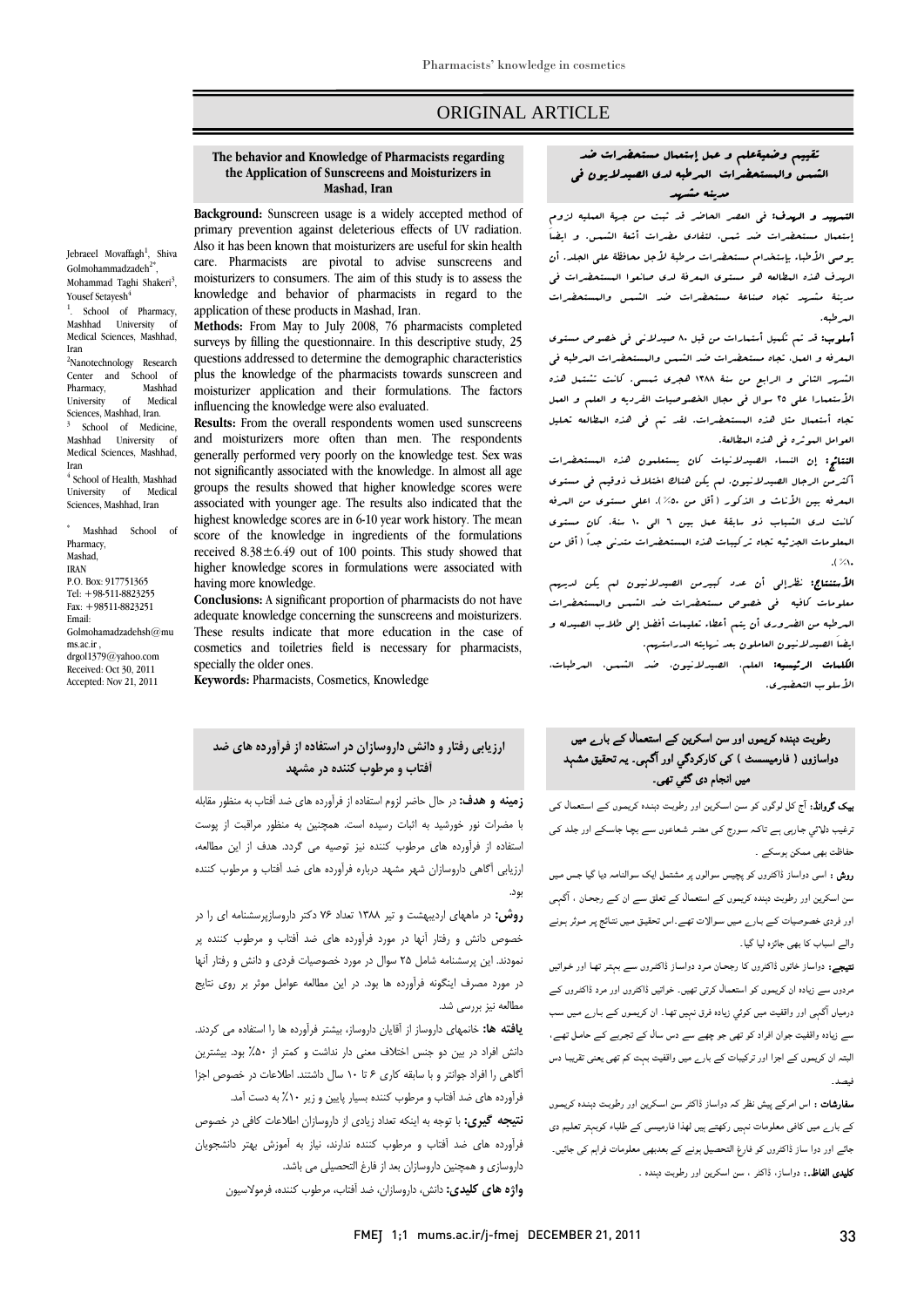# ORIGINAL ARTICLE

## The behavior and Knowledge of Pharmacists regarding the Application of Sunscreens and Moisturizers in Mashad, Iran

Jebraeel Movaffagh[1], Shiva Golmohammadzadeh[2*], Mohammad Taghi Shakeri[3], Yousef Setayesh[4]

[1]. School of Pharmacy, Mashhad University of Medical Sciences, Mashhad, Iran

[2]Nanotechnology Research Center and School of Pharmacy, Mashhad University of Medical Sciences, Mashhad, Iran.

[3] School of Medicine, Mashhad University of Medical Sciences, Mashhad, Iran

[4] School of Health, Mashhad University of Medical Sciences, Mashhad, Iran

[*] Mashhad School of Pharmacy, Mashad, IRAN
P.O. Box: 917751365
Tel: +98-511-8823255
Fax: +98511-8823251
Email: Golmohamadzadehsh@mums.ac.ir , drgol1379@yahoo.com
Received: Oct 30, 2011
Accepted: Nov 21, 2011

**Background:** Sunscreen usage is a widely accepted method of primary prevention against deleterious effects of UV radiation. Also it has been known that moisturizers are useful for skin health care. Pharmacists are pivotal to advise sunscreens and moisturizers to consumers. The aim of this study is to assess the knowledge and behavior of pharmacists in regard to the application of these products in Mashad, Iran.

**Methods:** From May to July 2008, 76 pharmacists completed surveys by filling the questionnaire. In this descriptive study, 25 questions addressed to determine the demographic characteristics plus the knowledge of the pharmacists towards sunscreen and moisturizer application and their formulations. The factors influencing the knowledge were also evaluated.

**Results:** From the overall respondents women used sunscreens and moisturizers more often than men. The respondents generally performed very poorly on the knowledge test. Sex was not significantly associated with the knowledge. In almost all age groups the results showed that higher knowledge scores were associated with younger age. The results also indicated that the highest knowledge scores are in 6-10 year work history. The mean score of the knowledge in ingredients of the formulations received 8.38±6.49 out of 100 points. This study showed that higher knowledge scores in formulations were associated with having more knowledge.

**Conclusions:** A significant proportion of pharmacists do not have adequate knowledge concerning the sunscreens and moisturizers. These results indicate that more education in the case of cosmetics and toiletries field is necessary for pharmacists, specially the older ones.

**Keywords:** Pharmacists, Cosmetics, Knowledge

## تقييم وضعيةعلم و عمل إستعمال مستحضرات ضد الشمس والمستحضرات المرطبه لدى الصيدلانيون في مدينة مشهد

**التمهيد و الهدف:** في العصر الحاضر قد ثبت من جهة العمليه لزوم إستعمال مستحضرات ضد شمس، لتفادي مضرات أشعة الشمس، و ايضاً يوصي الأطباء بإستخدام مستحضرات مرطبة لأجل محافظة على الجلد. أن الهدف هذه المطالعه هو مستوى المعرفة لدى صانعوا المستحضرات في مدينة مشهد تجاه صناعة مستحضرات ضد الشمس والمستحضرات المرطبه.

**أسلوب:** قد تم تكميل أستمارات من قبل ٨٠ صيدلاني في خصوص مستوى المعرفه و العمل، تجاه مستحضرات ضد الشمس والمستحضرات المرطبه في الشهر الثاني و الرابع من سنة ١٣٨٨ هجري شمسي. كانت تشتمل هذه الأستمارا على ٢٥ سوال في مجال الخصوصيات الفرديه و العلم و العمل تجاه أستعمال مثل هذه المستحضرات، لقد تم في هذه المطالعه تحليل العوامل الموثره في هذه المطالعة.

**النتائج:** إن النساء الصيدلانيات كان يستعلمون هذه المستحضرات أكثرمن الرجال الصيدلانيون. لم يكن هناك اختلاف ذوقيم في مستوى المعرفه بين الأناث و الذكور ( أقل من ٥٠٪). اعلى مستوى من المعرفه كانت لدى الشباب ذو سابقة عمل بين ٦ الى ١٠ سنة. كان مستوى المعلومات الجزئيه تجاه تركيبات هذه المستحضرات متدني جداً ( أقل من ١٠٪).

**الأستنتاج:** نظرإلى أن عدد كبيرمن الصيدلانيون لم يكن لديهم معلومات كافيه في خصوص مستحضرات ضد الشمس والمستحضرات المرطبه من الضروري أن يتم أعطاء تعليمات أفضل إلى طلاب الصيدله و ايضاً الصيدلانيون العاملون بعد نهايته الدراستهم.

**الكلمات الرئيسيه:** العلم، الصيدلانيون، ضد الشمس، المرطبات، الأسلوب التحضيري.

## ارزیابی رفتار و دانش داروسازان در استفاده از فرآورده های ضد آفتاب و مرطوب کننده در مشهد

**زمینه و هدف:** در حال حاضر لزوم استفاده از فرآورده های ضد آفتاب به منظور مقابله با مضرات نور خورشید به اثبات رسیده است. همچنین به منظور مراقبت از پوست استفاده از فرآورده های مرطوب کننده نیز توصیه می گردد. هدف از این مطالعه، ارزیابی آگاهی داروسازان شهر مشهد درباره فرآورده های ضد آفتاب و مرطوب کننده بود.

**روش:** در ماههای اردیبهشت و تیر ۱۳۸۸ تعداد ۷۶ دکتر داروسازپرسشنامه ای را در خصوص دانش و رفتار آنها در مورد فرآورده های ضد آفتاب و مرطوب کننده پر نمودند. این پرسشنامه شامل ۲۵ سوال در مورد خصوصیات فردی و دانش و رفتار آنها در مورد مصرف اینگونه فرآورده ها بود. در این مطالعه عوامل موثر بر روی نتایج مطالعه نیز بررسی شد.

**یافته ها:** خانمهای داروساز از آقایان داروساز، بیشتر فرآورده ها را استفاده می کردند. دانش افراد در بین دو جنس اختلاف معنی دار نداشت و کمتر از ۵۰٪ بود. بیشترین آگاهی را افراد جوانتر و با سابقه کاری ۶ تا ۱۰ سال داشتند. اطلاعات در خصوص اجزا فرآورده های ضد آفتاب و مرطوب کننده بسیار پایین و زیر ۱۰٪ به دست آمد.

**نتیجه گیری:** با توجه به اینکه تعداد زیادی از داروسازان اطلاعات کافی در خصوص فرآورده های ضد آفتاب و مرطوب کننده ندارند، نیاز به آموزش بهتر دانشجویان داروسازی و همچنین داروسازان بعد از فارغ التحصیلی می باشد.

**واژه های کلیدی:** دانش، داروسازان، ضد آفتاب، مرطوب کننده، فرمولاسیون

## رطوبت دینے والی کریموں اور سن اسکرین کے استعمال کے بارے میں دواسازوں ( فارمیسسٹ ) کی کارکردگی اور آگہی۔ یہ تحقیق مشہد میں انجام دی گئی تھی۔

**بیک گراونڈ:** آج کل لوگوں کو سن اسکرین اور رطوبت دینے والی کریموں کے استعمال کی ترغیب دلائی جارہی ہے تاکہ سورج کی مضر شعاعوں سے بچا جاسکے اور جلد کی حفاظت بھی ممکن ہوسکے ۔

**روش :** اسی دواساز ڈاکٹروں کو پچیس سوالوں پر مشتمل ایک سوالنامہ دیا گیا جس میں سن اسکرین اور رطوبت دینے والی کریموں کے استعمال کے تعلق سے ان کے رجحان ، آگہی اور فردی خصوصیات کے بارے میں سوالات تھے۔اس تحقیق میں نتائج پر موثر ہونے والے اسباب کا بھی جائزہ لیا گیا۔

**نتیجے:** دواساز خاتون ڈاکٹروں کا رجحان مرد دواساز ڈاکٹروں سے بہتر تھا اور خواتین مردوں سے زیادہ ان کریموں کو استعمال کرتی تھیں۔ خواتین ڈاکٹروں اور مرد ڈاکٹروں کے درمیان آگہی اور واقفیت میں کوئی زیادہ فرق نہیں تھا۔ ان کریموں کے بارے میں سب سے زیادہ واقفیت جوان افراد کو تھی جو چھے سے دس سال کے تجربے کے حامل تھے، البتہ ان کریموں کے اجزا اور ترکیبات کے بارے میں واقفیت بہت کم تھی یعنی تقریبا دس فیصد۔

**سفارشات :** اس امرکے پیش نظر کہ دواساز ڈاکٹر سن اسکرین اور رطوبت دینے والی کریموں کے بارے میں کافی معلومات نہیں رکھتے ہیں لھذا فارمیسی کے طلباء کوبہتر تعلیم دی جائے اور دوا ساز ڈاکٹروں کو فارغ التحصیل ہونے کے بعدبھی معلومات فراہم کی جائیں۔

**کلیدی الفاظ :** دواساز، ڈاکٹر ، سن اسکرین اور رطوبت دینے والی ۔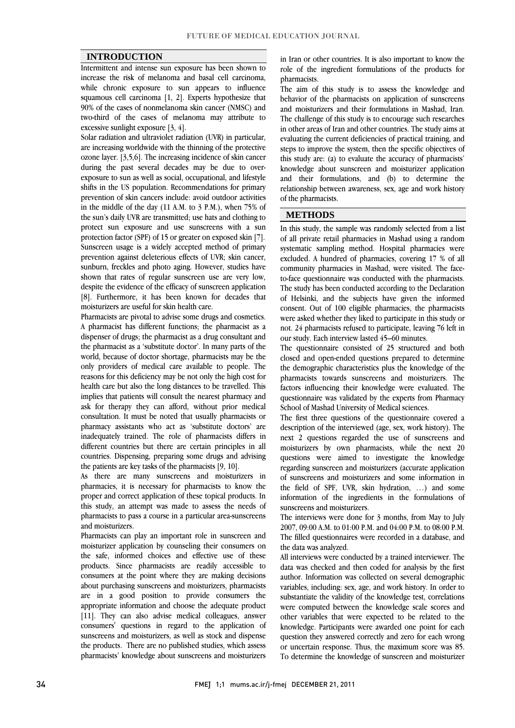## INTRODUCTION

Intermittent and intense sun exposure has been shown to increase the risk of melanoma and basal cell carcinoma, while chronic exposure to sun appears to influence squamous cell carcinoma [1, 2]. Experts hypothesize that 90% of the cases of nonmelanoma skin cancer (NMSC) and two-third of the cases of melanoma may attribute to excessive sunlight exposure [3, 4].

Solar radiation and ultraviolet radiation (UVR) in particular, are increasing worldwide with the thinning of the protective ozone layer. [3,5,6]. The increasing incidence of skin cancer during the past several decades may be due to over-exposure to sun as well as social, occupational, and lifestyle shifts in the US population. Recommendations for primary prevention of skin cancers include: avoid outdoor activities in the middle of the day (11 A.M. to 3 P.M.), when 75% of the sun's daily UVR are transmitted; use hats and clothing to protect sun exposure and use sunscreens with a sun protection factor (SPF) of 15 or greater on exposed skin [7]. Sunscreen usage is a widely accepted method of primary prevention against deleterious effects of UVR; skin cancer, sunburn, freckles and photo aging. However, studies have shown that rates of regular sunscreen use are very low, despite the evidence of the efficacy of sunscreen application [8]. Furthermore, it has been known for decades that moisturizers are useful for skin health care.

Pharmacists are pivotal to advise some drugs and cosmetics. A pharmacist has different functions; the pharmacist as a dispenser of drugs; the pharmacist as a drug consultant and the pharmacist as a 'substitute doctor'. In many parts of the world, because of doctor shortage, pharmacists may be the only providers of medical care available to people. The reasons for this deficiency may be not only the high cost for health care but also the long distances to be travelled. This implies that patients will consult the nearest pharmacy and ask for therapy they can afford, without prior medical consultation. It must be noted that usually pharmacists or pharmacy assistants who act as 'substitute doctors' are inadequately trained. The role of pharmacists differs in different countries but there are certain principles in all countries. Dispensing, preparing some drugs and advising the patients are key tasks of the pharmacists [9, 10].

As there are many sunscreens and moisturizers in pharmacies, it is necessary for pharmacists to know the proper and correct application of these topical products. In this study, an attempt was made to assess the needs of pharmacists to pass a course in a particular area-sunscreens and moisturizers.

Pharmacists can play an important role in sunscreen and moisturizer application by counseling their consumers on the safe, informed choices and effective use of these products. Since pharmacists are readily accessible to consumers at the point where they are making decisions about purchasing sunscreens and moisturizers, pharmacists are in a good position to provide consumers the appropriate information and choose the adequate product [11]. They can also advise medical colleagues, answer consumers' questions in regard to the application of sunscreens and moisturizers, as well as stock and dispense the products. There are no published studies, which assess pharmacists' knowledge about sunscreens and moisturizers in Iran or other countries. It is also important to know the role of the ingredient formulations of the products for pharmacists.

The aim of this study is to assess the knowledge and behavior of the pharmacists on application of sunscreens and moisturizers and their formulations in Mashad, Iran. The challenge of this study is to encourage such researches in other areas of Iran and other countries. The study aims at evaluating the current deficiencies of practical training, and steps to improve the system, then the specific objectives of this study are: (a) to evaluate the accuracy of pharmacists' knowledge about sunscreen and moisturizer application and their formulations, and (b) to determine the relationship between awareness, sex, age and work history of the pharmacists.

## METHODS

In this study, the sample was randomly selected from a list of all private retail pharmacies in Mashad using a random systematic sampling method. Hospital pharmacies were excluded. A hundred of pharmacies, covering 17 % of all community pharmacies in Mashad, were visited. The face-to-face questionnaire was conducted with the pharmacists. The study has been conducted according to the Declaration of Helsinki, and the subjects have given the informed consent. Out of 100 eligible pharmacies, the pharmacists were asked whether they liked to participate in this study or not. 24 pharmacists refused to participate, leaving 76 left in our study. Each interview lasted 45–60 minutes.

The questionnaire consisted of 25 structured and both closed and open-ended questions prepared to determine the demographic characteristics plus the knowledge of the pharmacists towards sunscreens and moisturizers. The factors influencing their knowledge were evaluated. The questionnaire was validated by the experts from Pharmacy School of Mashad University of Medical sciences.

The first three questions of the questionnaire covered a description of the interviewed (age, sex, work history). The next 2 questions regarded the use of sunscreens and moisturizers by own pharmacists, while the next 20 questions were aimed to investigate the knowledge regarding sunscreen and moisturizers (accurate application of sunscreens and moisturizers and some information in the field of SPF, UVR, skin hydration, …) and some information of the ingredients in the formulations of sunscreens and moisturizers.

The interviews were done for 3 months, from May to July 2007, 09:00 A.M. to 01:00 P.M. and 04:00 P.M. to 08:00 P.M. The filled questionnaires were recorded in a database, and the data was analyzed.

All interviews were conducted by a trained interviewer. The data was checked and then coded for analysis by the first author. Information was collected on several demographic variables, including: sex, age, and work history. In order to substantiate the validity of the knowledge test, correlations were computed between the knowledge scale scores and other variables that were expected to be related to the knowledge. Participants were awarded one point for each question they answered correctly and zero for each wrong or uncertain response. Thus, the maximum score was 85. To determine the knowledge of sunscreen and moisturizer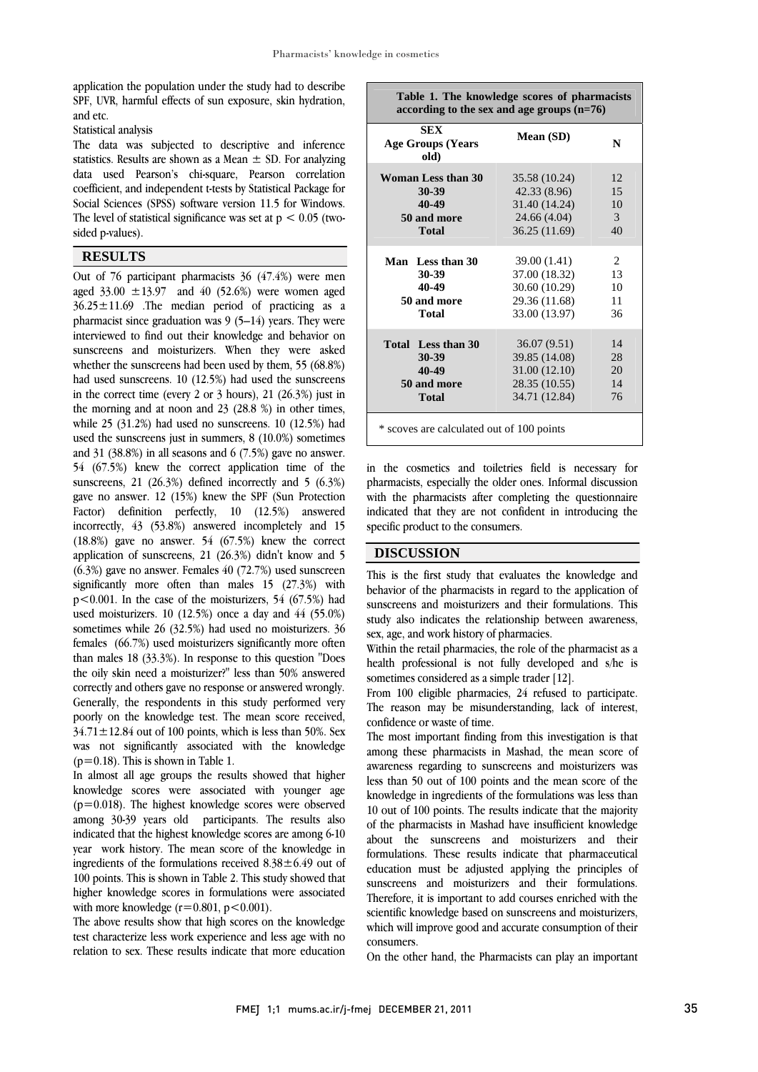application the population under the study had to describe SPF, UVR, harmful effects of sun exposure, skin hydration, and etc.

Statistical analysis

The data was subjected to descriptive and inference statistics. Results are shown as a Mean ± SD. For analyzing data used Pearson's chi-square, Pearson correlation coefficient, and independent t-tests by Statistical Package for Social Sciences (SPSS) software version 11.5 for Windows. The level of statistical significance was set at $p < 0.05$ (two-sided p-values).

## RESULTS

Out of 76 participant pharmacists 36 (47.4%) were men aged 33.00 ±13.97 and 40 (52.6%) were women aged 36.25±11.69 .The median period of practicing as a pharmacist since graduation was 9 (5–14) years. They were interviewed to find out their knowledge and behavior on sunscreens and moisturizers. When they were asked whether the sunscreens had been used by them, 55 (68.8%) had used sunscreens. 10 (12.5%) had used the sunscreens in the correct time (every 2 or 3 hours), 21 (26.3%) just in the morning and at noon and 23 (28.8 %) in other times, while 25 (31.2%) had used no sunscreens. 10 (12.5%) had used the sunscreens just in summers, 8 (10.0%) sometimes and 31 (38.8%) in all seasons and 6 (7.5%) gave no answer. 54 (67.5%) knew the correct application time of the sunscreens, 21 (26.3%) defined incorrectly and 5 (6.3%) gave no answer. 12 (15%) knew the SPF (Sun Protection Factor) definition perfectly, 10 (12.5%) answered incorrectly, 43 (53.8%) answered incompletely and 15 (18.8%) gave no answer. 54 (67.5%) knew the correct application of sunscreens, 21 (26.3%) didn't know and 5 (6.3%) gave no answer. Females 40 (72.7%) used sunscreen significantly more often than males 15 (27.3%) with $p<0.001$. In the case of the moisturizers, 54 (67.5%) had used moisturizers. 10 (12.5%) once a day and 44 (55.0%) sometimes while 26 (32.5%) had used no moisturizers. 36 females (66.7%) used moisturizers significantly more often than males 18 (33.3%). In response to this question "Does the oily skin need a moisturizer?" less than 50% answered correctly and others gave no response or answered wrongly. Generally, the respondents in this study performed very poorly on the knowledge test. The mean score received, 34.71±12.84 out of 100 points, which is less than 50%. Sex was not significantly associated with the knowledge ($p=0.18$). This is shown in Table 1.

In almost all age groups the results showed that higher knowledge scores were associated with younger age ($p=0.018$). The highest knowledge scores were observed among 30-39 years old participants. The results also indicated that the highest knowledge scores are among 6-10 year work history. The mean score of the knowledge in ingredients of the formulations received 8.38±6.49 out of 100 points. This is shown in Table 2. This study showed that higher knowledge scores in formulations were associated with more knowledge ($r=0.801$, $p<0.001$).

The above results show that high scores on the knowledge test characterize less work experience and less age with no relation to sex. These results indicate that more education in the cosmetics and toiletries field is necessary for pharmacists, especially the older ones. Informal discussion with the pharmacists after completing the questionnaire indicated that they are not confident in introducing the specific product to the consumers.

**Table 1. The knowledge scores of pharmacists according to the sex and age groups (n=76)**

| SEX | Age Groups (Years old) | Mean (SD) | N |
|---|---|---|---|
| Woman | Less than 30 | 35.58 (10.24) | 12 |
| | 30-39 | 42.33 (8.96) | 15 |
| | 40-49 | 31.40 (14.24) | 10 |
| | 50 and more | 24.66 (4.04) | 3 |
| | Total | 36.25 (11.69) | 40 |
| Man | Less than 30 | 39.00 (1.41) | 2 |
| | 30-39 | 37.00 (18.32) | 13 |
| | 40-49 | 30.60 (10.29) | 10 |
| | 50 and more | 29.36 (11.68) | 11 |
| | Total | 33.00 (13.97) | 36 |
| Total | Less than 30 | 36.07 (9.51) | 14 |
| | 30-39 | 39.85 (14.08) | 28 |
| | 40-49 | 31.00 (12.10) | 20 |
| | 50 and more | 28.35 (10.55) | 14 |
| | Total | 34.71 (12.84) | 76 |

\* scoves are calculated out of 100 points

## DISCUSSION

This is the first study that evaluates the knowledge and behavior of the pharmacists in regard to the application of sunscreens and moisturizers and their formulations. This study also indicates the relationship between awareness, sex, age, and work history of pharmacies.

Within the retail pharmacies, the role of the pharmacist as a health professional is not fully developed and s/he is sometimes considered as a simple trader [12].

From 100 eligible pharmacies, 24 refused to participate. The reason may be misunderstanding, lack of interest, confidence or waste of time.

The most important finding from this investigation is that among these pharmacists in Mashad, the mean score of awareness regarding to sunscreens and moisturizers was less than 50 out of 100 points and the mean score of the knowledge in ingredients of the formulations was less than 10 out of 100 points. The results indicate that the majority of the pharmacists in Mashad have insufficient knowledge about the sunscreens and moisturizers and their formulations. These results indicate that pharmaceutical education must be adjusted applying the principles of sunscreens and moisturizers and their formulations. Therefore, it is important to add courses enriched with the scientific knowledge based on sunscreens and moisturizers, which will improve good and accurate consumption of their consumers.

On the other hand, the Pharmacists can play an important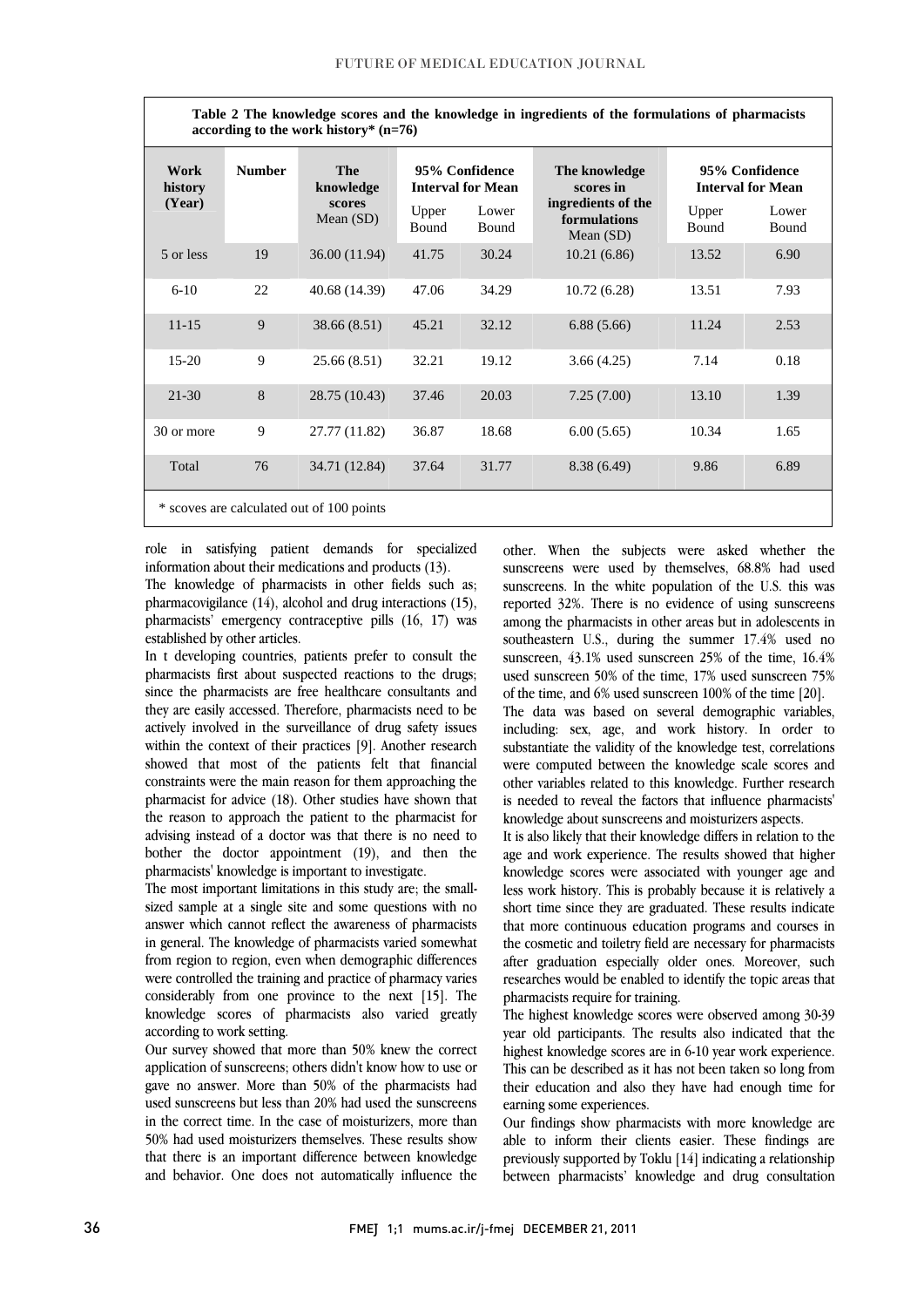**Table 2 The knowledge scores and the knowledge in ingredients of the formulations of pharmacists according to the work history* (n=76)**

| Work history (Year) | Number | The knowledge scores Mean (SD) | 95% Confidence Interval for Mean | | The knowledge scores in ingredients of the formulations Mean (SD) | 95% Confidence Interval for Mean | |
|---|---|---|---|---|---|---|---|
| | | | Upper Bound | Lower Bound | | Upper Bound | Lower Bound |
| 5 or less | 19 | 36.00 (11.94) | 41.75 | 30.24 | 10.21 (6.86) | 13.52 | 6.90 |
| 6-10 | 22 | 40.68 (14.39) | 47.06 | 34.29 | 10.72 (6.28) | 13.51 | 7.93 |
| 11-15 | 9 | 38.66 (8.51) | 45.21 | 32.12 | 6.88 (5.66) | 11.24 | 2.53 |
| 15-20 | 9 | 25.66 (8.51) | 32.21 | 19.12 | 3.66 (4.25) | 7.14 | 0.18 |
| 21-30 | 8 | 28.75 (10.43) | 37.46 | 20.03 | 7.25 (7.00) | 13.10 | 1.39 |
| 30 or more | 9 | 27.77 (11.82) | 36.87 | 18.68 | 6.00 (5.65) | 10.34 | 1.65 |
| Total | 76 | 34.71 (12.84) | 37.64 | 31.77 | 8.38 (6.49) | 9.86 | 6.89 |

\* scoves are calculated out of 100 points

role in satisfying patient demands for specialized information about their medications and products (13).

The knowledge of pharmacists in other fields such as; pharmacovigilance (14), alcohol and drug interactions (15), pharmacists' emergency contraceptive pills (16, 17) was established by other articles.

In t developing countries, patients prefer to consult the pharmacists first about suspected reactions to the drugs; since the pharmacists are free healthcare consultants and they are easily accessed. Therefore, pharmacists need to be actively involved in the surveillance of drug safety issues within the context of their practices [9]. Another research showed that most of the patients felt that financial constraints were the main reason for them approaching the pharmacist for advice (18). Other studies have shown that the reason to approach the patient to the pharmacist for advising instead of a doctor was that there is no need to bother the doctor appointment (19), and then the pharmacists' knowledge is important to investigate.

The most important limitations in this study are; the small-sized sample at a single site and some questions with no answer which cannot reflect the awareness of pharmacists in general. The knowledge of pharmacists varied somewhat from region to region, even when demographic differences were controlled the training and practice of pharmacy varies considerably from one province to the next [15]. The knowledge scores of pharmacists also varied greatly according to work setting.

Our survey showed that more than 50% knew the correct application of sunscreens; others didn't know how to use or gave no answer. More than 50% of the pharmacists had used sunscreens but less than 20% had used the sunscreens in the correct time. In the case of moisturizers, more than 50% had used moisturizers themselves. These results show that there is an important difference between knowledge and behavior. One does not automatically influence the other. When the subjects were asked whether the sunscreens were used by themselves, 68.8% had used sunscreens. In the white population of the U.S. this was reported 32%. There is no evidence of using sunscreens among the pharmacists in other areas but in adolescents in southeastern U.S., during the summer 17.4% used no sunscreen, 43.1% used sunscreen 25% of the time, 16.4% used sunscreen 50% of the time, 17% used sunscreen 75% of the time, and 6% used sunscreen 100% of the time [20].

The data was based on several demographic variables, including: sex, age, and work history. In order to substantiate the validity of the knowledge test, correlations were computed between the knowledge scale scores and other variables related to this knowledge. Further research is needed to reveal the factors that influence pharmacists' knowledge about sunscreens and moisturizers aspects.

It is also likely that their knowledge differs in relation to the age and work experience. The results showed that higher knowledge scores were associated with younger age and less work history. This is probably because it is relatively a short time since they are graduated. These results indicate that more continuous education programs and courses in the cosmetic and toiletry field are necessary for pharmacists after graduation especially older ones. Moreover, such researches would be enabled to identify the topic areas that pharmacists require for training.

The highest knowledge scores were observed among 30-39 year old participants. The results also indicated that the highest knowledge scores are in 6-10 year work experience. This can be described as it has not been taken so long from their education and also they have had enough time for earning some experiences.

Our findings show pharmacists with more knowledge are able to inform their clients easier. These findings are previously supported by Toklu [14] indicating a relationship between pharmacists' knowledge and drug consultation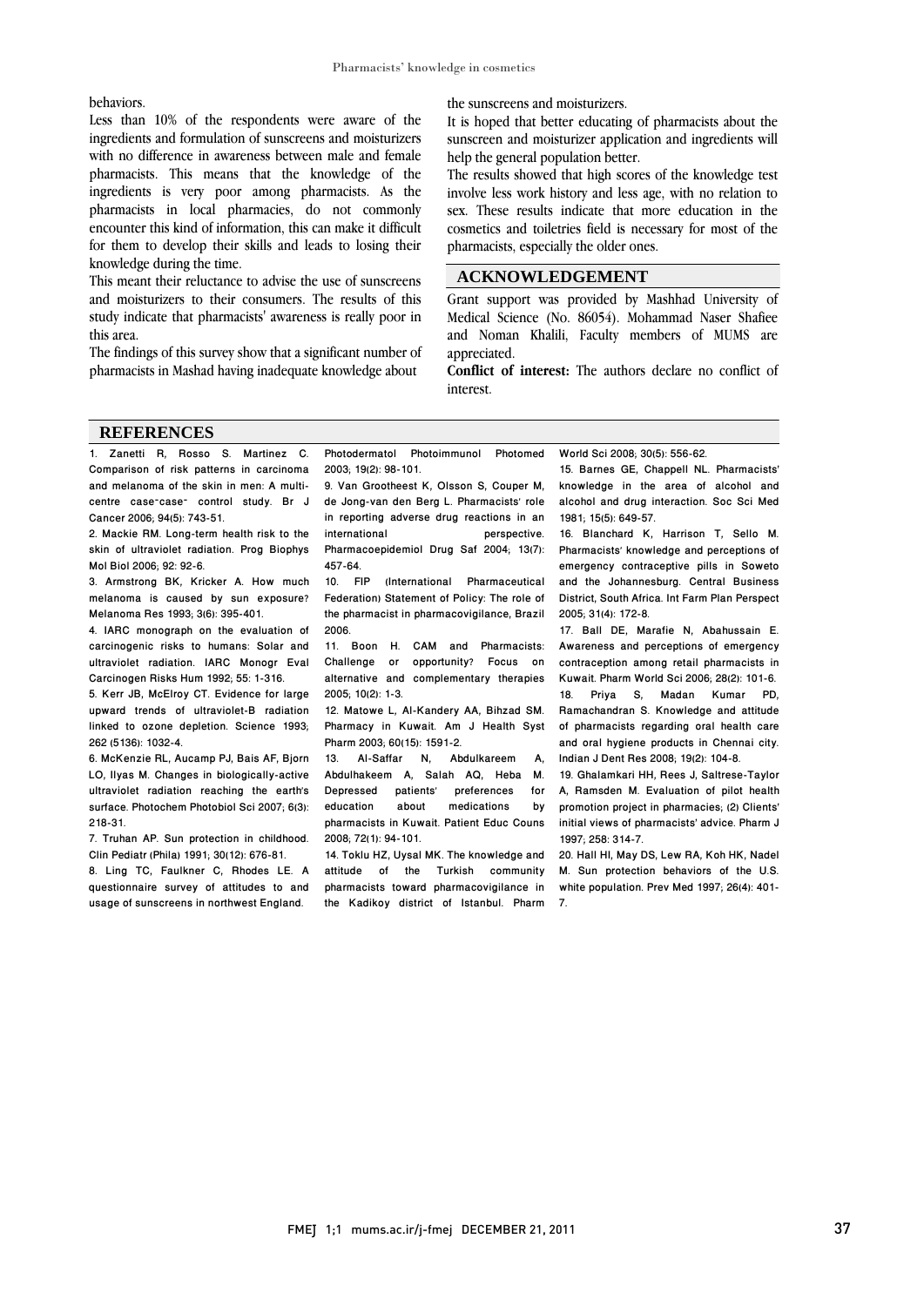behaviors.

Less than 10% of the respondents were aware of the ingredients and formulation of sunscreens and moisturizers with no difference in awareness between male and female pharmacists. This means that the knowledge of the ingredients is very poor among pharmacists. As the pharmacists in local pharmacies, do not commonly encounter this kind of information, this can make it difficult for them to develop their skills and leads to losing their knowledge during the time.

This meant their reluctance to advise the use of sunscreens and moisturizers to their consumers. The results of this study indicate that pharmacists' awareness is really poor in this area.

The findings of this survey show that a significant number of pharmacists in Mashad having inadequate knowledge about the sunscreens and moisturizers.

It is hoped that better educating of pharmacists about the sunscreen and moisturizer application and ingredients will help the general population better.

The results showed that high scores of the knowledge test involve less work history and less age, with no relation to sex. These results indicate that more education in the cosmetics and toiletries field is necessary for most of the pharmacists, especially the older ones.

## ACKNOWLEDGEMENT

Grant support was provided by Mashhad University of Medical Science (No. 86054). Mohammad Naser Shafiee and Noman Khalili, Faculty members of MUMS are appreciated.

**Conflict of interest:** The authors declare no conflict of interest.

## REFERENCES

1. Zanetti R, Rosso S. Martinez C. Comparison of risk patterns in carcinoma and melanoma of the skin in men: A multi-centre case-case- control study. Br J Cancer 2006; 94(5): 743-51.
2. Mackie RM. Long-term health risk to the skin of ultraviolet radiation. Prog Biophys Mol Biol 2006; 92: 92-6.
3. Armstrong BK, Kricker A. How much melanoma is caused by sun exposure? Melanoma Res 1993; 3(6): 395-401.
4. IARC monograph on the evaluation of carcinogenic risks to humans: Solar and ultraviolet radiation. IARC Monogr Eval Carcinogen Risks Hum 1992; 55: 1-316.
5. Kerr JB, McElroy CT. Evidence for large upward trends of ultraviolet-B radiation linked to ozone depletion. Science 1993; 262 (5136): 1032-4.
6. McKenzie RL, Aucamp PJ, Bais AF, Bjorn LO, Ilyas M. Changes in biologically-active ultraviolet radiation reaching the earth's surface. Photochem Photobiol Sci 2007; 6(3): 218-31.
7. Truhan AP. Sun protection in childhood. Clin Pediatr (Phila) 1991; 30(12): 676-81.
8. Ling TC, Faulkner C, Rhodes LE. A questionnaire survey of attitudes to and usage of sunscreens in northwest England. Photodermatol Photoimmunol Photomed 2003; 19(2): 98-101.
9. Van Grootheest K, Olsson S, Couper M, de Jong-van den Berg L. Pharmacists' role in reporting adverse drug reactions in an international perspective. Pharmacoepidemiol Drug Saf 2004; 13(7): 457-64.
10. FIP (International Pharmaceutical Federation) Statement of Policy: The role of the pharmacist in pharmacovigilance, Brazil 2006.
11. Boon H. CAM and Pharmacists: Challenge or opportunity? Focus on alternative and complementary therapies 2005; 10(2): 1-3.
12. Matowe L, Al-Kandery AA, Bihzad SM. Pharmacy in Kuwait. Am J Health Syst Pharm 2003; 60(15): 1591-2.
13. Al-Saffar N, Abdulkareem A, Abdulhakeem A, Salah AQ, Heba M. Depressed patients' preferences for education about medications by pharmacists in Kuwait. Patient Educ Couns 2008; 72(1): 94-101.
14. Toklu HZ, Uysal MK. The knowledge and attitude of the Turkish community pharmacists toward pharmacovigilance in the Kadikoy district of Istanbul. Pharm World Sci 2008; 30(5): 556-62.
15. Barnes GE, Chappell NL. Pharmacists' knowledge in the area of alcohol and alcohol and drug interaction. Soc Sci Med 1981; 15(5): 649-57.
16. Blanchard K, Harrison T, Sello M. Pharmacists' knowledge and perceptions of emergency contraceptive pills in Soweto and the Johannesburg. Central Business District, South Africa. Int Farm Plan Perspect 2005; 31(4): 172-8.
17. Ball DE, Marafie N, Abahussain E. Awareness and perceptions of emergency contraception among retail pharmacists in Kuwait. Pharm World Sci 2006; 28(2): 101-6.
18. Priya S, Madan Kumar PD, Ramachandran S. Knowledge and attitude of pharmacists regarding oral health care and oral hygiene products in Chennai city. Indian J Dent Res 2008; 19(2): 104-8.
19. Ghalamkari HH, Rees J, Saltrese-Taylor A, Ramsden M. Evaluation of pilot health promotion project in pharmacies; (2) Clients' initial views of pharmacists' advice. Pharm J 1997; 258: 314-7.
20. Hall HI, May DS, Lew RA, Koh HK, Nadel M. Sun protection behaviors of the U.S. white population. Prev Med 1997; 26(4): 401-7.